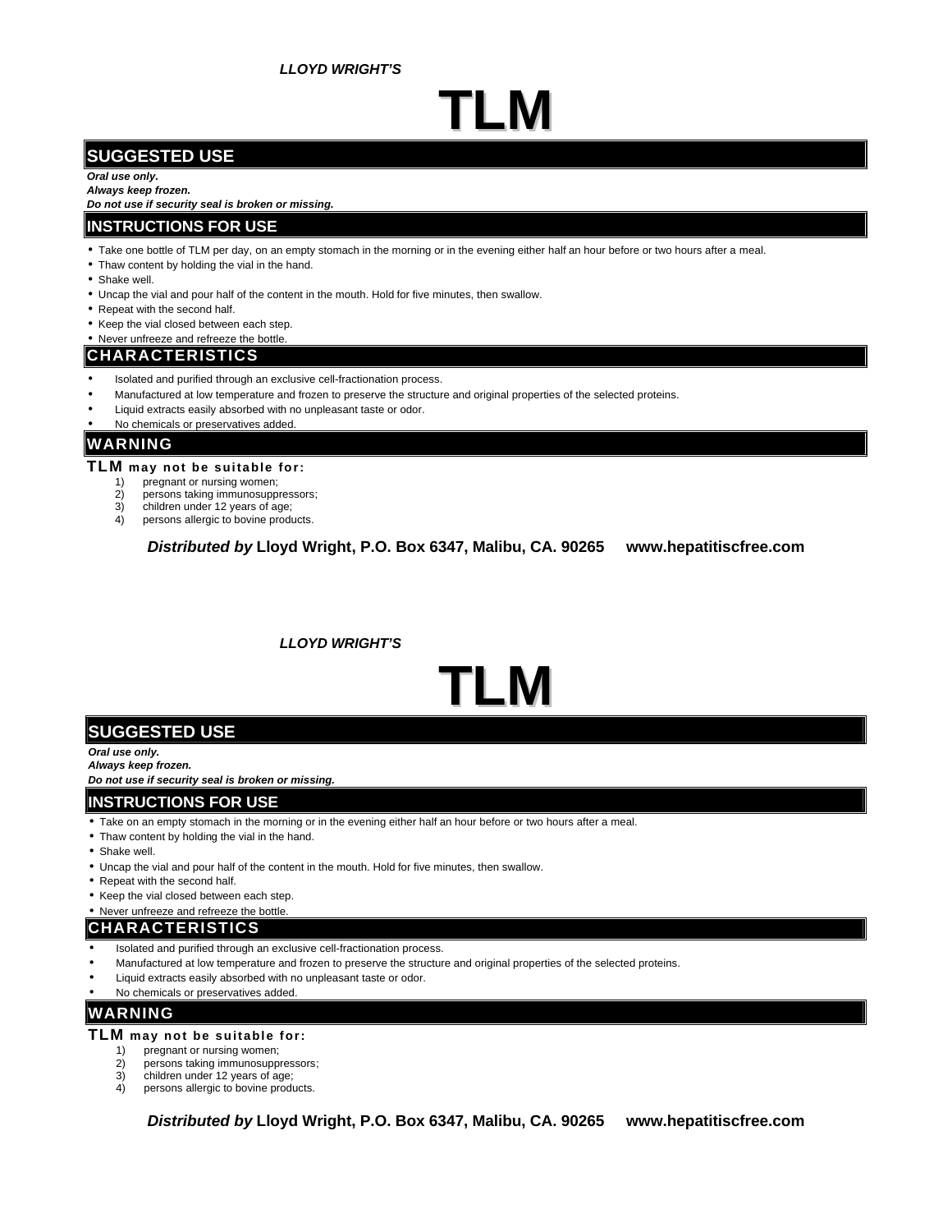*LLOYD WRIGHT'S*

# TLM

## SUGGESTED USE

***Oral use only.***
***Always keep frozen.***
***Do not use if security seal is broken or missing.***

## INSTRUCTIONS FOR USE

- Take one bottle of TLM per day, on an empty stomach in the morning or in the evening either half an hour before or two hours after a meal.
- Thaw content by holding the vial in the hand.
- Shake well.
- Uncap the vial and pour half of the content in the mouth. Hold for five minutes, then swallow.
- Repeat with the second half.
- Keep the vial closed between each step.
- Never unfreeze and refreeze the bottle.

## CHARACTERISTICS

- Isolated and purified through an exclusive cell-fractionation process.
- Manufactured at low temperature and frozen to preserve the structure and original properties of the selected proteins.
- Liquid extracts easily absorbed with no unpleasant taste or odor.
- No chemicals or preservatives added.

## WARNING

**TLM may not be suitable for:**

1) pregnant or nursing women;
2) persons taking immunosuppressors;
3) children under 12 years of age;
4) persons allergic to bovine products.

***Distributed by*** **Lloyd Wright, P.O. Box 6347, Malibu, CA. 90265 www.hepatitiscfree.com**

*LLOYD WRIGHT'S*

# TLM

## SUGGESTED USE

***Oral use only.***
***Always keep frozen.***
***Do not use if security seal is broken or missing.***

## INSTRUCTIONS FOR USE

- Take on an empty stomach in the morning or in the evening either half an hour before or two hours after a meal.
- Thaw content by holding the vial in the hand.
- Shake well.
- Uncap the vial and pour half of the content in the mouth. Hold for five minutes, then swallow.
- Repeat with the second half.
- Keep the vial closed between each step.
- Never unfreeze and refreeze the bottle.

## CHARACTERISTICS

- Isolated and purified through an exclusive cell-fractionation process.
- Manufactured at low temperature and frozen to preserve the structure and original properties of the selected proteins.
- Liquid extracts easily absorbed with no unpleasant taste or odor.
- No chemicals or preservatives added.

## WARNING

**TLM may not be suitable for:**

1) pregnant or nursing women;
2) persons taking immunosuppressors;
3) children under 12 years of age;
4) persons allergic to bovine products.

***Distributed by*** **Lloyd Wright, P.O. Box 6347, Malibu, CA. 90265 www.hepatitiscfree.com**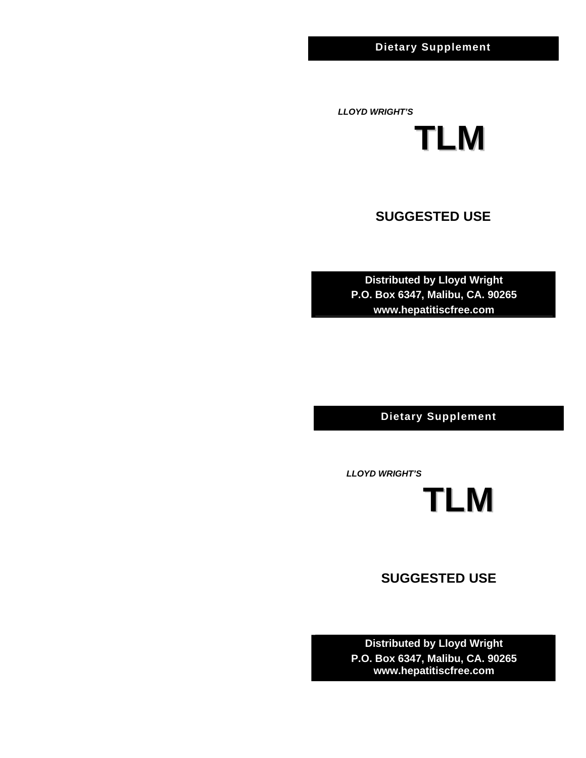**Dietary Supplement**

*LLOYD WRIGHT'S*

# TLM

## SUGGESTED USE

**Distributed by Lloyd Wright**
**P.O. Box 6347, Malibu, CA. 90265**
**www.hepatitiscfree.com**

**Dietary Supplement**

*LLOYD WRIGHT'S*

# TLM

## SUGGESTED USE

**Distributed by Lloyd Wright**
**P.O. Box 6347, Malibu, CA. 90265**
**www.hepatitiscfree.com**